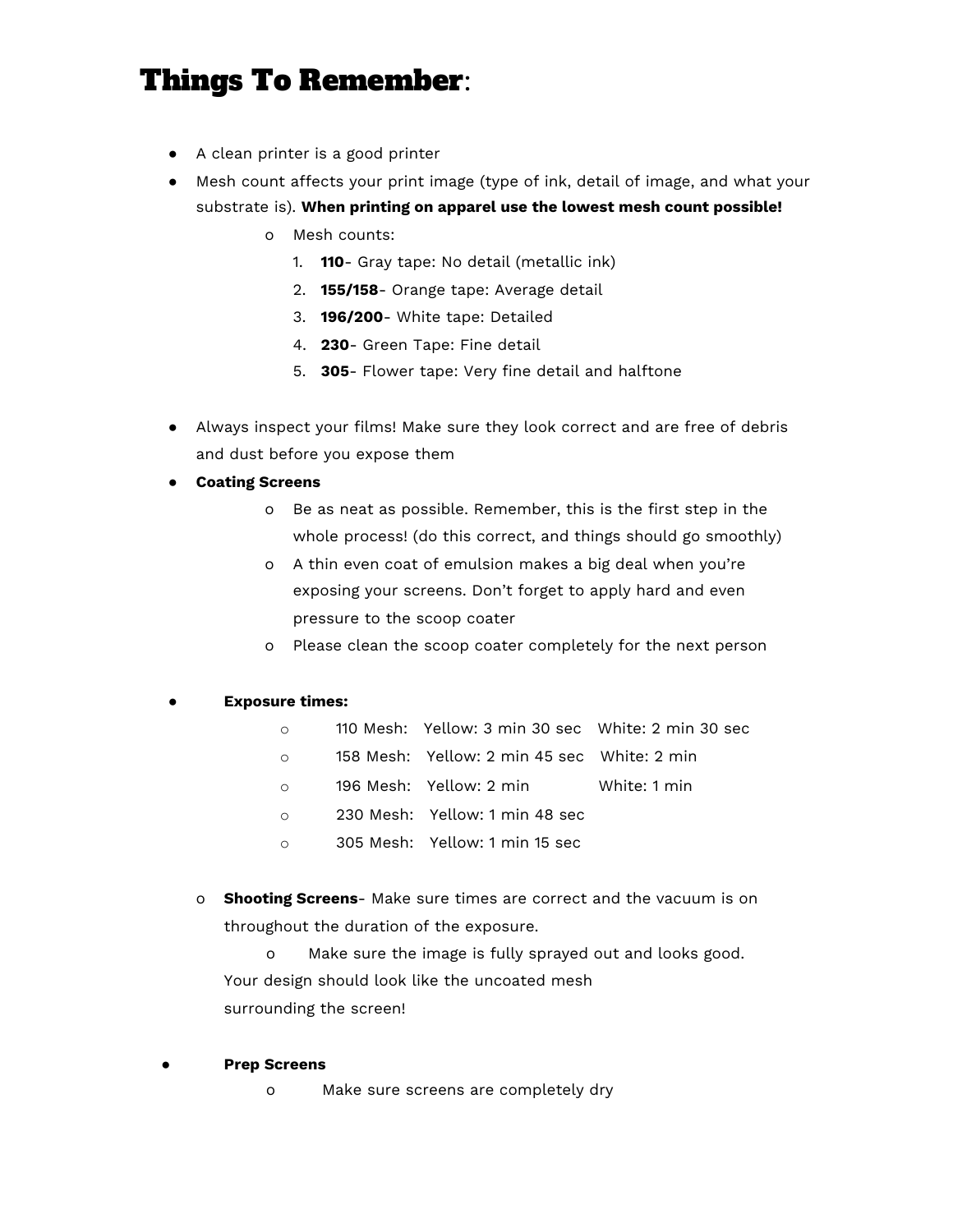# **Things To Remember**:

- A clean printer is a good printer
- Mesh count affects your print image (type of ink, detail of image, and what your substrate is). **When printing on apparel use the lowest mesh count possible!**
  - Mesh counts:
    1. **110**- Gray tape: No detail (metallic ink)
    2. **155/158**- Orange tape: Average detail
    3. **196/200**- White tape: Detailed
    4. **230**- Green Tape: Fine detail
    5. **305**- Flower tape: Very fine detail and halftone

- Always inspect your films! Make sure they look correct and are free of debris and dust before you expose them
- **Coating Screens**
  - Be as neat as possible. Remember, this is the first step in the whole process! (do this correct, and things should go smoothly)
  - A thin even coat of emulsion makes a big deal when you're exposing your screens. Don't forget to apply hard and even pressure to the scoop coater
  - Please clean the scoop coater completely for the next person

- **Exposure times:**
  - 110 Mesh: Yellow: 3 min 30 sec White: 2 min 30 sec
  - 158 Mesh: Yellow: 2 min 45 sec White: 2 min
  - 196 Mesh: Yellow: 2 min White: 1 min
  - 230 Mesh: Yellow: 1 min 48 sec
  - 305 Mesh: Yellow: 1 min 15 sec

  - **Shooting Screens**- Make sure times are correct and the vacuum is on throughout the duration of the exposure.
    - Make sure the image is fully sprayed out and looks good. Your design should look like the uncoated mesh surrounding the screen!

- **Prep Screens**
  - Make sure screens are completely dry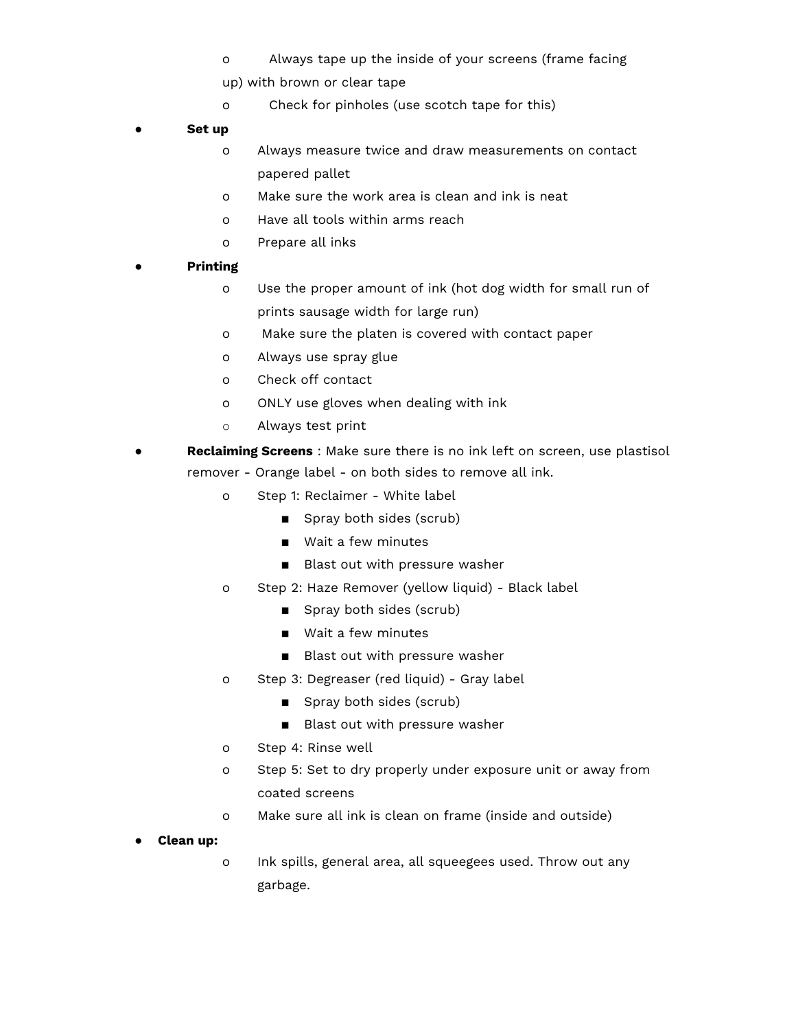- Always tape up the inside of your screens (frame facing up) with brown or clear tape
  - Check for pinholes (use scotch tape for this)
- **Set up**
  - Always measure twice and draw measurements on contact papered pallet
  - Make sure the work area is clean and ink is neat
  - Have all tools within arms reach
  - Prepare all inks
- **Printing**
  - Use the proper amount of ink (hot dog width for small run of prints sausage width for large run)
  - Make sure the platen is covered with contact paper
  - Always use spray glue
  - Check off contact
  - ONLY use gloves when dealing with ink
  - Always test print
- **Reclaiming Screens** : Make sure there is no ink left on screen, use plastisol remover - Orange label - on both sides to remove all ink.
  - Step 1: Reclaimer - White label
    - Spray both sides (scrub)
    - Wait a few minutes
    - Blast out with pressure washer
  - Step 2: Haze Remover (yellow liquid) - Black label
    - Spray both sides (scrub)
    - Wait a few minutes
    - Blast out with pressure washer
  - Step 3: Degreaser (red liquid) - Gray label
    - Spray both sides (scrub)
    - Blast out with pressure washer
  - Step 4: Rinse well
  - Step 5: Set to dry properly under exposure unit or away from coated screens
  - Make sure all ink is clean on frame (inside and outside)
- **Clean up:**
  - Ink spills, general area, all squeegees used. Throw out any garbage.